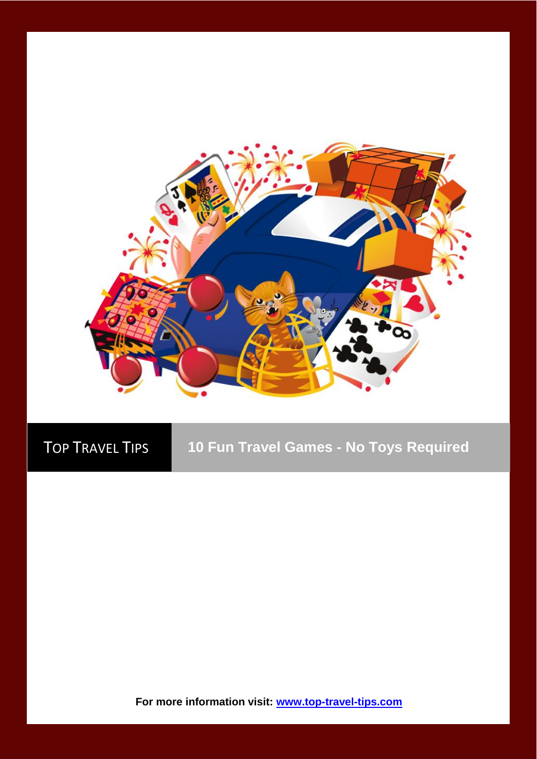TOP TRAVEL TIPS

# 10 Fun Travel Games - No Toys Required

**For more information visit: [www.top-travel-tips.com](http://www.top-travel-tips.com)**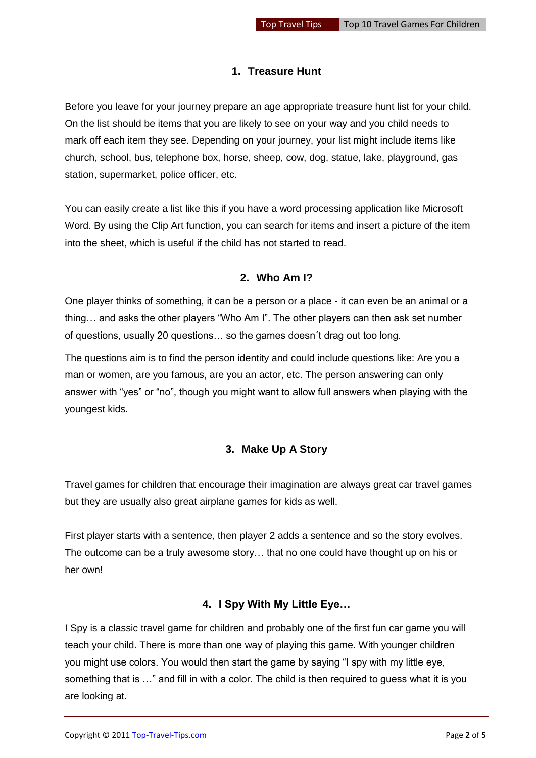## 1. Treasure Hunt

Before you leave for your journey prepare an age appropriate treasure hunt list for your child. On the list should be items that you are likely to see on your way and you child needs to mark off each item they see. Depending on your journey, your list might include items like church, school, bus, telephone box, horse, sheep, cow, dog, statue, lake, playground, gas station, supermarket, police officer, etc.

You can easily create a list like this if you have a word processing application like Microsoft Word. By using the Clip Art function, you can search for items and insert a picture of the item into the sheet, which is useful if the child has not started to read.

## 2. Who Am I?

One player thinks of something, it can be a person or a place - it can even be an animal or a thing… and asks the other players "Who Am I". The other players can then ask set number of questions, usually 20 questions… so the games doesn´t drag out too long.

The questions aim is to find the person identity and could include questions like: Are you a man or women, are you famous, are you an actor, etc. The person answering can only answer with "yes" or "no", though you might want to allow full answers when playing with the youngest kids.

## 3. Make Up A Story

Travel games for children that encourage their imagination are always great car travel games but they are usually also great airplane games for kids as well.

First player starts with a sentence, then player 2 adds a sentence and so the story evolves. The outcome can be a truly awesome story… that no one could have thought up on his or her own!

## 4. I Spy With My Little Eye…

I Spy is a classic travel game for children and probably one of the first fun car game you will teach your child. There is more than one way of playing this game. With younger children you might use colors. You would then start the game by saying "I spy with my little eye, something that is …" and fill in with a color. The child is then required to guess what it is you are looking at.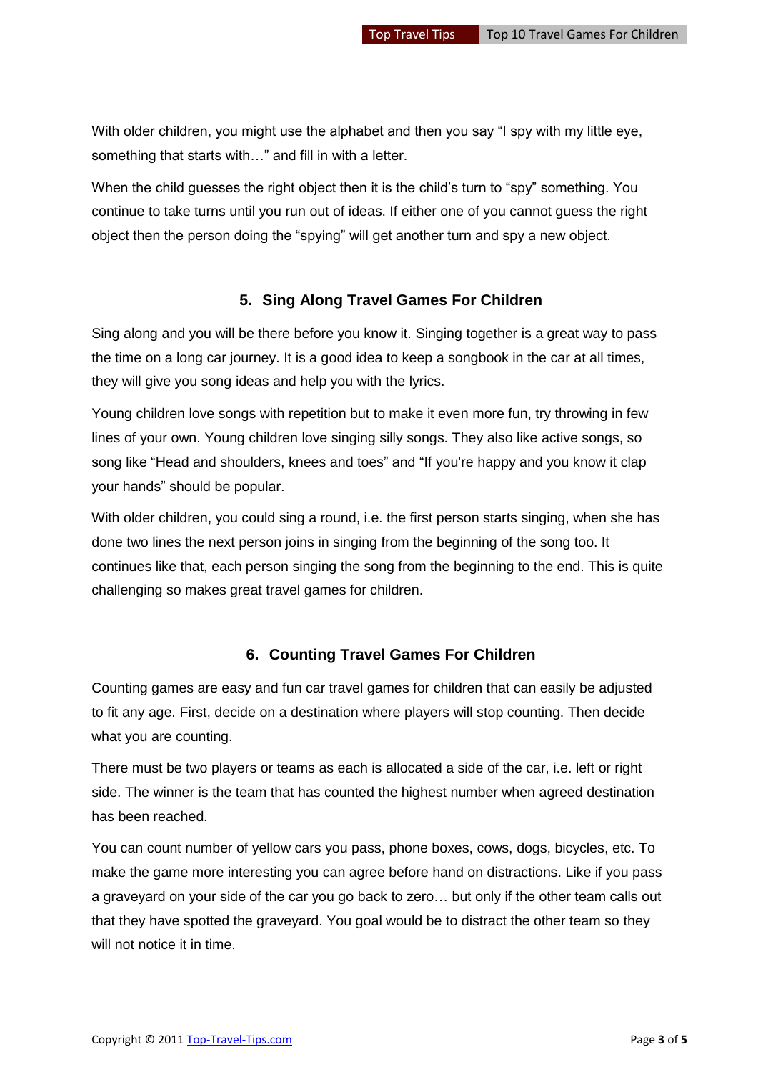With older children, you might use the alphabet and then you say "I spy with my little eye, something that starts with…" and fill in with a letter.

When the child guesses the right object then it is the child's turn to "spy" something. You continue to take turns until you run out of ideas. If either one of you cannot guess the right object then the person doing the "spying" will get another turn and spy a new object.

### 5. Sing Along Travel Games For Children

Sing along and you will be there before you know it. Singing together is a great way to pass the time on a long car journey. It is a good idea to keep a songbook in the car at all times, they will give you song ideas and help you with the lyrics.

Young children love songs with repetition but to make it even more fun, try throwing in few lines of your own. Young children love singing silly songs. They also like active songs, so song like "Head and shoulders, knees and toes" and "If you're happy and you know it clap your hands" should be popular.

With older children, you could sing a round, i.e. the first person starts singing, when she has done two lines the next person joins in singing from the beginning of the song too. It continues like that, each person singing the song from the beginning to the end. This is quite challenging so makes great travel games for children.

### 6. Counting Travel Games For Children

Counting games are easy and fun car travel games for children that can easily be adjusted to fit any age. First, decide on a destination where players will stop counting. Then decide what you are counting.

There must be two players or teams as each is allocated a side of the car, i.e. left or right side. The winner is the team that has counted the highest number when agreed destination has been reached.

You can count number of yellow cars you pass, phone boxes, cows, dogs, bicycles, etc. To make the game more interesting you can agree before hand on distractions. Like if you pass a graveyard on your side of the car you go back to zero… but only if the other team calls out that they have spotted the graveyard. You goal would be to distract the other team so they will not notice it in time.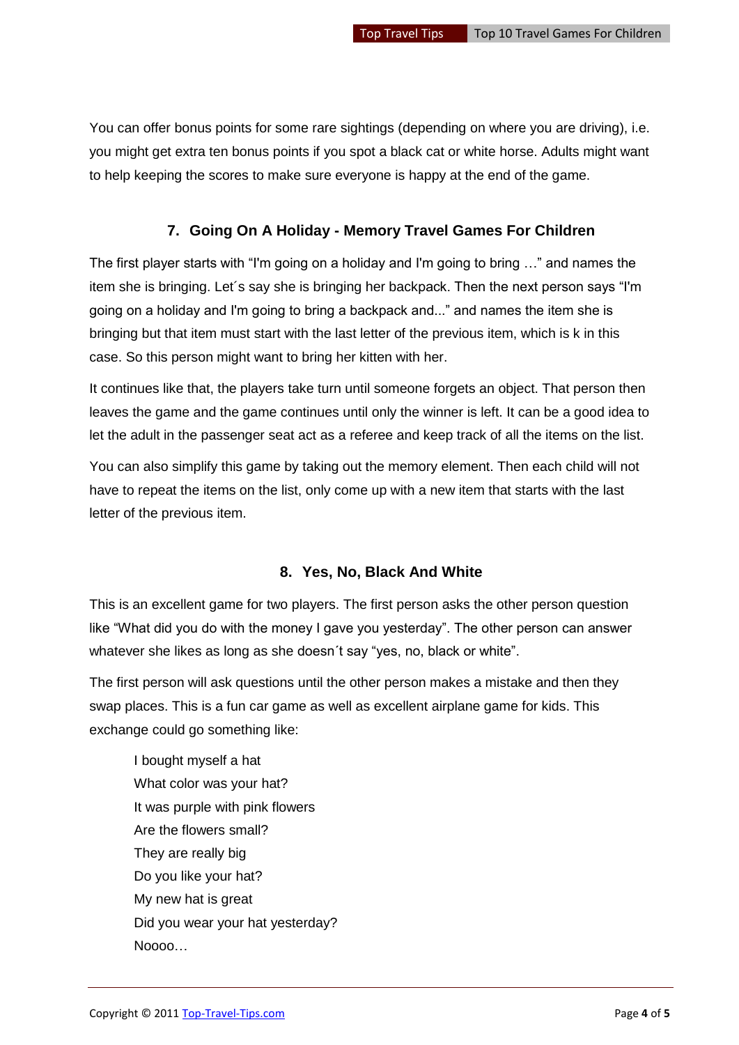You can offer bonus points for some rare sightings (depending on where you are driving), i.e. you might get extra ten bonus points if you spot a black cat or white horse. Adults might want to help keeping the scores to make sure everyone is happy at the end of the game.

## 7. Going On A Holiday - Memory Travel Games For Children

The first player starts with “I'm going on a holiday and I'm going to bring …” and names the item she is bringing. Let´s say she is bringing her backpack. Then the next person says “I'm going on a holiday and I'm going to bring a backpack and...” and names the item she is bringing but that item must start with the last letter of the previous item, which is k in this case. So this person might want to bring her kitten with her.

It continues like that, the players take turn until someone forgets an object. That person then leaves the game and the game continues until only the winner is left. It can be a good idea to let the adult in the passenger seat act as a referee and keep track of all the items on the list.

You can also simplify this game by taking out the memory element. Then each child will not have to repeat the items on the list, only come up with a new item that starts with the last letter of the previous item.

## 8. Yes, No, Black And White

This is an excellent game for two players. The first person asks the other person question like “What did you do with the money I gave you yesterday”. The other person can answer whatever she likes as long as she doesn´t say “yes, no, black or white”.

The first person will ask questions until the other person makes a mistake and then they swap places. This is a fun car game as well as excellent airplane game for kids. This exchange could go something like:

> I bought myself a hat
> What color was your hat?
> It was purple with pink flowers
> Are the flowers small?
> They are really big
> Do you like your hat?
> My new hat is great
> Did you wear your hat yesterday?
> Noooo…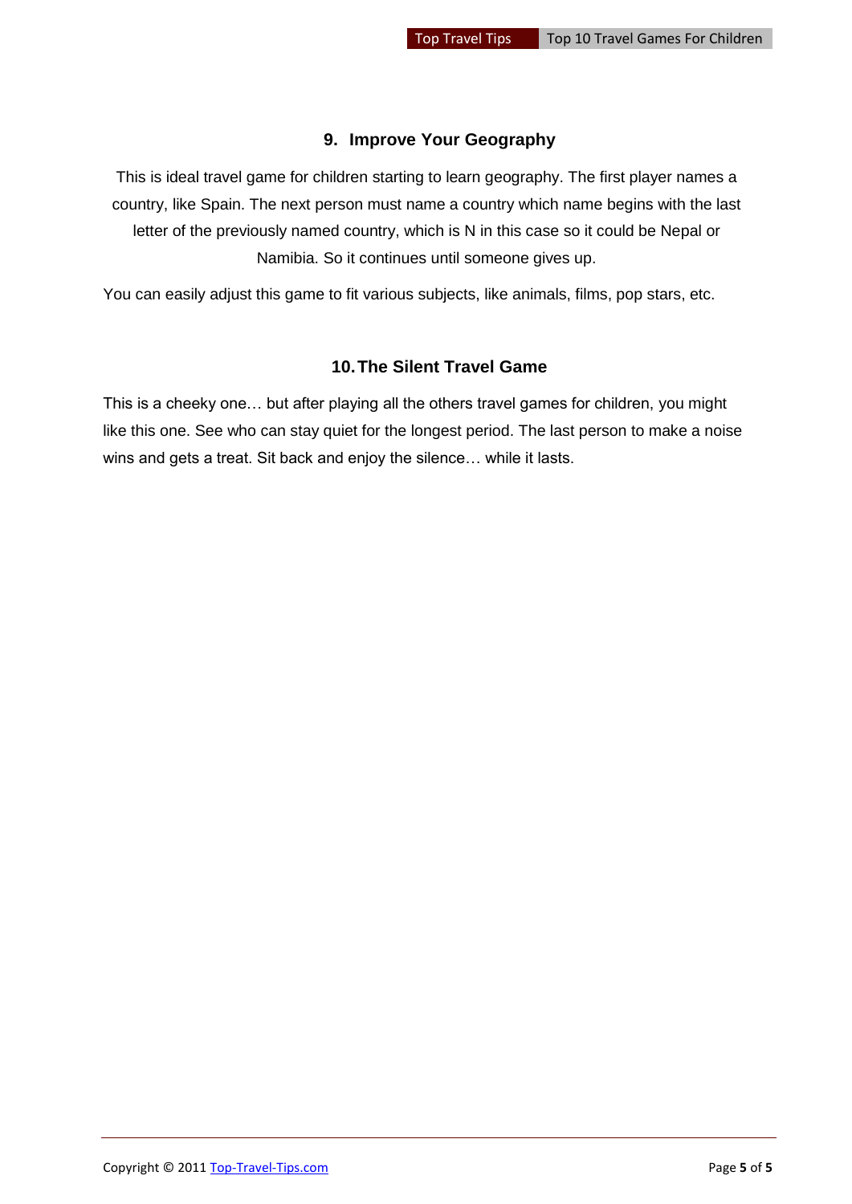## 9. Improve Your Geography

This is ideal travel game for children starting to learn geography. The first player names a country, like Spain. The next person must name a country which name begins with the last letter of the previously named country, which is N in this case so it could be Nepal or Namibia. So it continues until someone gives up.

You can easily adjust this game to fit various subjects, like animals, films, pop stars, etc.

## 10. The Silent Travel Game

This is a cheeky one… but after playing all the others travel games for children, you might like this one. See who can stay quiet for the longest period. The last person to make a noise wins and gets a treat. Sit back and enjoy the silence… while it lasts.